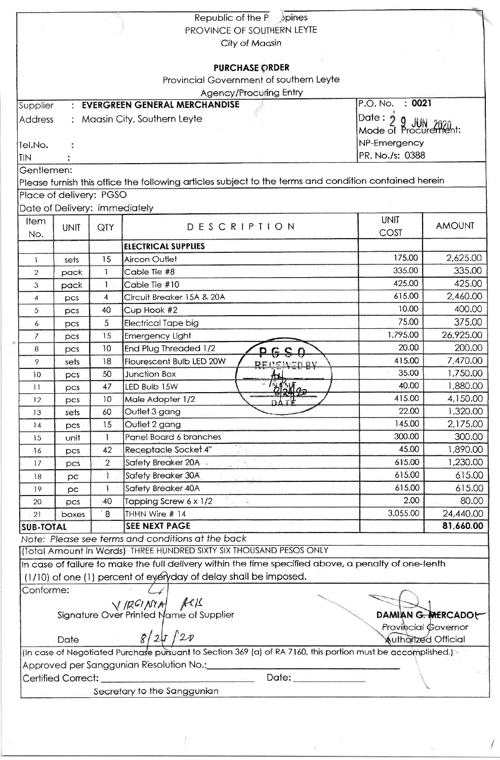Republic of the Philippines
PROVINCE OF SOUTHERN LEYTE
City of Maasin

**PURCHASE ORDER**

Provincial Government of southern Leyte
Agency/Procuring Entry

| | |
|---|---|
| Supplier : **EVERGREEN GENERAL MERCHANDISE** | P.O. No. : **0021** |
| Address : Maasin City, Southern Leyte | Date : 29 JUN 2020 |
| | Mode of Procurement: |
| Tel.No. : | NP-Emergency |
| TIN : | PR. No./s: 0388 |

Gentlemen:

Please furnish this office the following articles subject to the terms and condition contained herein

Place of delivery: PGSO

Date of Delivery: immediately

| Item No. | UNIT | QTY | DESCRIPTION | UNIT COST | AMOUNT |
|---|---|---|---|---|---|
| | | | **ELECTRICAL SUPPLIES** | | |
| 1 | sets | 15 | Aircon Outlet | 175.00 | 2,625.00 |
| 2 | pack | 1 | Cable Tie #8 | 335.00 | 335.00 |
| 3 | pack | 1 | Cable Tie #10 | 425.00 | 425.00 |
| 4 | pcs | 4 | Circuit Breaker 15A & 20A | 615.00 | 2,460.00 |
| 5 | pcs | 40 | Cup Hook #2 | 10.00 | 400.00 |
| 6 | pcs | 5 | Electrical Tape big | 75.00 | 375.00 |
| 7 | pcs | 15 | Emergency Light | 1,795.00 | 26,925.00 |
| 8 | pcs | 10 | End Plug Threaded 1/2 | 20.00 | 200.00 |
| 9 | sets | 18 | Flourescent Bulb LED 20W | 415.00 | 7,470.00 |
| 10 | pcs | 50 | Junction Box | 35.00 | 1,750.00 |
| 11 | pcs | 47 | LED Bulb 15W | 40.00 | 1,880.00 |
| 12 | pcs | 10 | Male Adopter 1/2 | 415.00 | 4,150.00 |
| 13 | sets | 60 | Outlet 3 gang | 22.00 | 1,320.00 |
| 14 | pcs | 15 | Outlet 2 gang | 145.00 | 2,175.00 |
| 15 | unit | 1 | Panel Board 6 branches | 300.00 | 300.00 |
| 16 | pcs | 42 | Receptacle Socket 4" | 45.00 | 1,890.00 |
| 17 | pcs | 2 | Safety Breaker 20A | 615.00 | 1,230.00 |
| 18 | pc | 1 | Safety Breaker 30A | 615.00 | 615.00 |
| 19 | pc | 1 | Safety Breaker 40A | 615.00 | 615.00 |
| 20 | pcs | 40 | Tapping Screw 6 x 1/2 | 2.00 | 80.00 |
| 21 | boxes | 8 | THHN Wire # 14 | 3,055.00 | 24,440.00 |
| **SUB-TOTAL** | | | **SEE NEXT PAGE** | | **81,660.00** |

PGSO RECEIVED BY: [signature] NAME, 8/24/20 DATE

*Note: Please see terms and conditions at the back*

(Total Amount in Words) THREE HUNDRED SIXTY SIX THOUSAND PESOS ONLY

In case of failure to make the full delivery within the time specified above, a penalty of one-tenth (1/10) of one (1) percent of everyday of delay shall be imposed.

Conforme:

VIRGINIA [signature]
Signature Over Printed Name of Supplier

Date 8/25/20

**DAMIAN G. MERCADO**
Provincial Governor
Authorized Official

(In case of Negotiated Purchase pursuant to Section 369 (a) of RA 7160, this portion must be accomplished.)

Approved per Sanggunian Resolution No.:\_\_\_\_\_\_\_\_\_\_\_\_

Certified Correct: \_\_\_\_\_\_\_\_\_\_\_\_ Date: \_\_\_\_\_\_\_\_

Secretary to the Sanggunian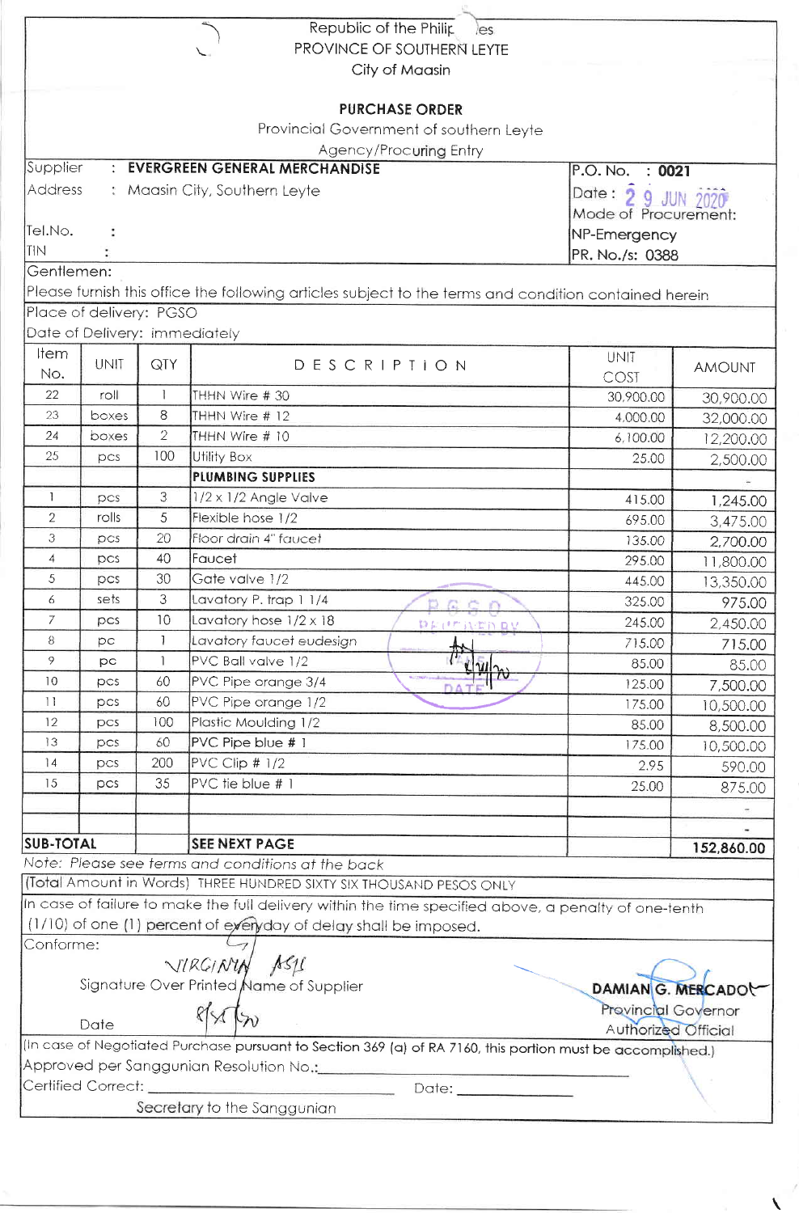Republic of the Philippines
PROVINCE OF SOUTHERN LEYTE
City of Maasin

## PURCHASE ORDER

Provincial Government of southern Leyte
Agency/Procuring Entry

| | |
|---|---|
| Supplier : **EVERGREEN GENERAL MERCHANDISE** | P.O. No. : **0021** |
| Address : Maasin City, Southern Leyte | Date : 29 JUN 2020 |
| | Mode of Procurement: |
| Tel.No. : | NP-Emergency |
| TIN : | PR. No./s: 0388 |

Gentlemen:

Please furnish this office the following articles subject to the terms and condition contained herein

Place of delivery: PGSO

Date of Delivery: immediately

| Item No. | UNIT | QTY | DESCRIPTION | UNIT COST | AMOUNT |
|---|---|---|---|---|---|
| 22 | roll | 1 | THHN Wire # 30 | 30,900.00 | 30,900.00 |
| 23 | boxes | 8 | THHN Wire # 12 | 4,000.00 | 32,000.00 |
| 24 | boxes | 2 | THHN Wire # 10 | 6,100.00 | 12,200.00 |
| 25 | pcs | 100 | Utility Box | 25.00 | 2,500.00 |
| | | | **PLUMBING SUPPLIES** | | - |
| 1 | pcs | 3 | 1/2 x 1/2 Angle Valve | 415.00 | 1,245.00 |
| 2 | rolls | 5 | Flexible hose 1/2 | 695.00 | 3,475.00 |
| 3 | pcs | 20 | Floor drain 4" faucet | 135.00 | 2,700.00 |
| 4 | pcs | 40 | Faucet | 295.00 | 11,800.00 |
| 5 | pcs | 30 | Gate valve 1/2 | 445.00 | 13,350.00 |
| 6 | sets | 3 | Lavatory P. trap 1 1/4 | 325.00 | 975.00 |
| 7 | pcs | 10 | Lavatory hose 1/2 x 18 | 245.00 | 2,450.00 |
| 8 | pc | 1 | Lavatory faucet eudesign | 715.00 | 715.00 |
| 9 | pc | 1 | PVC Ball valve 1/2 | 85.00 | 85.00 |
| 10 | pcs | 60 | PVC Pipe orange 3/4 | 125.00 | 7,500.00 |
| 11 | pcs | 60 | PVC Pipe orange 1/2 | 175.00 | 10,500.00 |
| 12 | pcs | 100 | Plastic Moulding 1/2 | 85.00 | 8,500.00 |
| 13 | pcs | 60 | PVC Pipe blue # 1 | 175.00 | 10,500.00 |
| 14 | pcs | 200 | PVC Clip # 1/2 | 2.95 | 590.00 |
| 15 | pcs | 35 | PVC tie blue # 1 | 25.00 | 875.00 |
| | | | | | - |
| | | | | | - |
| **SUB-TOTAL** | | | **SEE NEXT PAGE** | | **152,860.00** |

*Note: Please see terms and conditions at the back*

(Total Amount in Words) THREE HUNDRED SIXTY SIX THOUSAND PESOS ONLY

In case of failure to make the full delivery within the time specified above, a penalty of one-tenth (1/10) of one (1) percent of everyday of delay shall be imposed.

Conforme:

VIRGINIA ASIS
Signature Over Printed Name of Supplier

Date

**DAMIAN G. MERCADO**
Provincial Governor
Authorized Official

(In case of Negotiated Purchase pursuant to Section 369 (a) of RA 7160, this portion must be accomplished.)

Approved per Sanggunian Resolution No.:_______________

Certified Correct: _______________ Date: _______________

Secretary to the Sanggunian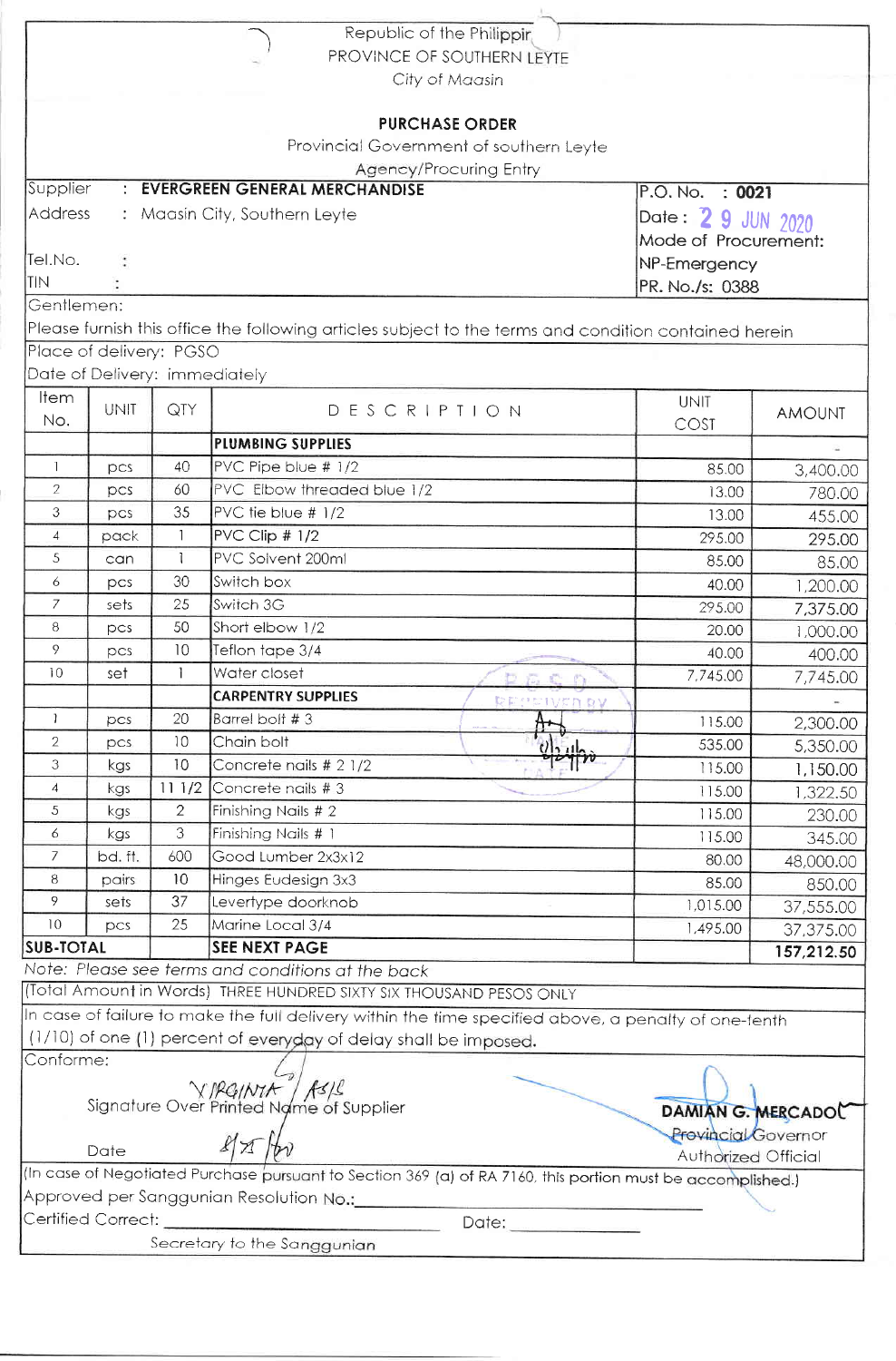Republic of the Philippines
PROVINCE OF SOUTHERN LEYTE
City of Maasin

**PURCHASE ORDER**

Provincial Government of southern Leyte
Agency/Procuring Entry

| | |
|---|---|
| Supplier : **EVERGREEN GENERAL MERCHANDISE** | P.O. No. : **0021** |
| Address : Maasin City, Southern Leyte | Date : 29 JUN 2020 |
| | Mode of Procurement: NP-Emergency |
| Tel.No. : | |
| TIN : | PR. No./s: 0388 |

Gentlemen:

Please furnish this office the following articles subject to the terms and condition contained herein

Place of delivery: PGSO

Date of Delivery: immediately

| Item No. | UNIT | QTY | DESCRIPTION | UNIT COST | AMOUNT |
|---|---|---|---|---|---|
| | | | **PLUMBING SUPPLIES** | | - |
| 1 | pcs | 40 | PVC Pipe blue # 1/2 | 85.00 | 3,400.00 |
| 2 | pcs | 60 | PVC Elbow threaded blue 1/2 | 13.00 | 780.00 |
| 3 | pcs | 35 | PVC tie blue # 1/2 | 13.00 | 455.00 |
| 4 | pack | 1 | PVC Clip # 1/2 | 295.00 | 295.00 |
| 5 | can | 1 | PVC Solvent 200ml | 85.00 | 85.00 |
| 6 | pcs | 30 | Switch box | 40.00 | 1,200.00 |
| 7 | sets | 25 | Switch 3G | 295.00 | 7,375.00 |
| 8 | pcs | 50 | Short elbow 1/2 | 20.00 | 1,000.00 |
| 9 | pcs | 10 | Teflon tape 3/4 | 40.00 | 400.00 |
| 10 | set | 1 | Water closet | 7,745.00 | 7,745.00 |
| | | | **CARPENTRY SUPPLIES** | | - |
| 1 | pcs | 20 | Barrel bolt # 3 | 115.00 | 2,300.00 |
| 2 | pcs | 10 | Chain bolt | 535.00 | 5,350.00 |
| 3 | kgs | 10 | Concrete nails # 2 1/2 | 115.00 | 1,150.00 |
| 4 | kgs | 11 1/2 | Concrete nails # 3 | 115.00 | 1,322.50 |
| 5 | kgs | 2 | Finishing Nails # 2 | 115.00 | 230.00 |
| 6 | kgs | 3 | Finishing Nails # 1 | 115.00 | 345.00 |
| 7 | bd. ft. | 600 | Good Lumber 2x3x12 | 80.00 | 48,000.00 |
| 8 | pairs | 10 | Hinges Eudesign 3x3 | 85.00 | 850.00 |
| 9 | sets | 37 | Levertype doorknob | 1,015.00 | 37,555.00 |
| 10 | pcs | 25 | Marine Local 3/4 | 1,495.00 | 37,375.00 |
| **SUB-TOTAL** | | | **SEE NEXT PAGE** | | **157,212.50** |

PGSO RECEIVED BY: [signature] 6/24/20

*Note: Please see terms and conditions at the back*

(Total Amount in Words) THREE HUNDRED SIXTY SIX THOUSAND PESOS ONLY

In case of failure to make the full delivery within the time specified above, a penalty of one-tenth (1/10) of one (1) percent of everyday of delay shall be imposed.

Conforme:

VIRGINIA / ASIS
Signature Over Printed Name of Supplier

Date 8/25/20

**DAMIAN G. MERCADO**
Provincial Governor
Authorized Official

(In case of Negotiated Purchase pursuant to Section 369 (a) of RA 7160, this portion must be accomplished.)

Approved per Sanggunian Resolution No.: ______________________

Certified Correct: ______________________ Date: ______________

Secretary to the Sanggunian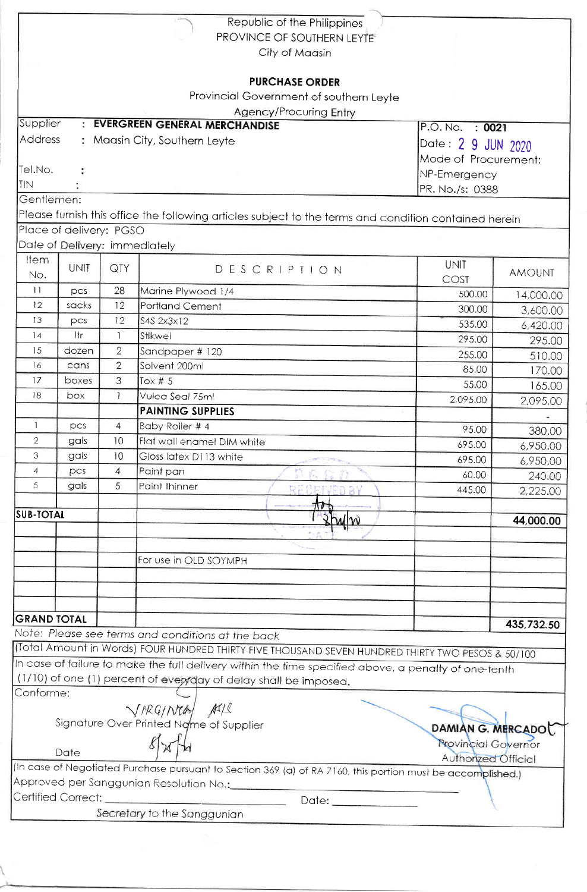Republic of the Philippines
PROVINCE OF SOUTHERN LEYTE
City of Maasin

**PURCHASE ORDER**

Provincial Government of southern Leyte
Agency/Procuring Entry

| | |
|---|---|
| Supplier : **EVERGREEN GENERAL MERCHANDISE** | P.O. No. : **0021** |
| Address : Maasin City, Southern Leyte | Date : 29 JUN 2020 |
| Tel.No. : | Mode of Procurement: NP-Emergency |
| TIN : | PR. No./s: 0388 |

Gentlemen:

Please furnish this office the following articles subject to the terms and condition contained herein

Place of delivery: PGSO

Date of Delivery: immediately

| Item No. | UNIT | QTY | DESCRIPTION | UNIT COST | AMOUNT |
|---|---|---|---|---|---|
| 11 | pcs | 28 | Marine Plywood 1/4 | 500.00 | 14,000.00 |
| 12 | sacks | 12 | Portland Cement | 300.00 | 3,600.00 |
| 13 | pcs | 12 | S4S 2x3x12 | 535.00 | 6,420.00 |
| 14 | ltr | 1 | Stikwel | 295.00 | 295.00 |
| 15 | dozen | 2 | Sandpaper # 120 | 255.00 | 510.00 |
| 16 | cans | 2 | Solvent 200ml | 85.00 | 170.00 |
| 17 | boxes | 3 | Tox # 5 | 55.00 | 165.00 |
| 18 | box | 1 | Vulca Seal 75ml | 2,095.00 | 2,095.00 |
| | | | **PAINTING SUPPLIES** | | - |
| 1 | pcs | 4 | Baby Roller # 4 | 95.00 | 380.00 |
| 2 | gals | 10 | Flat wall enamel DIM white | 695.00 | 6,950.00 |
| 3 | gals | 10 | Gloss latex D113 white | 695.00 | 6,950.00 |
| 4 | pcs | 4 | Paint pan | 60.00 | 240.00 |
| 5 | gals | 5 | Paint thinner | 445.00 | 2,225.00 |
| **SUB-TOTAL** | | | | | **44,000.00** |
| | | | For use in OLD SOYMPH | | |
| **GRAND TOTAL** | | | | | **435,732.50** |

*Note: Please see terms and conditions at the back*

(Total Amount in Words) FOUR HUNDRED THIRTY FIVE THOUSAND SEVEN HUNDRED THIRTY TWO PESOS & 50/100

In case of failure to make the full delivery within the time specified above, a penalty of one-tenth (1/10) of one (1) percent of everyday of delay shall be imposed.

Conforme:

VIRGINIA A/C

Signature Over Printed Name of Supplier

Date 8/3/20

**DAMIAN G. MERCADO**
Provincial Governor
Authorized Official

(In case of Negotiated Purchase pursuant to Section 369 (a) of RA 7160, this portion must be accomplished.)

Approved per Sanggunian Resolution No.: ____________________

Certified Correct: ____________________ Date: ____________

Secretary to the Sanggunian